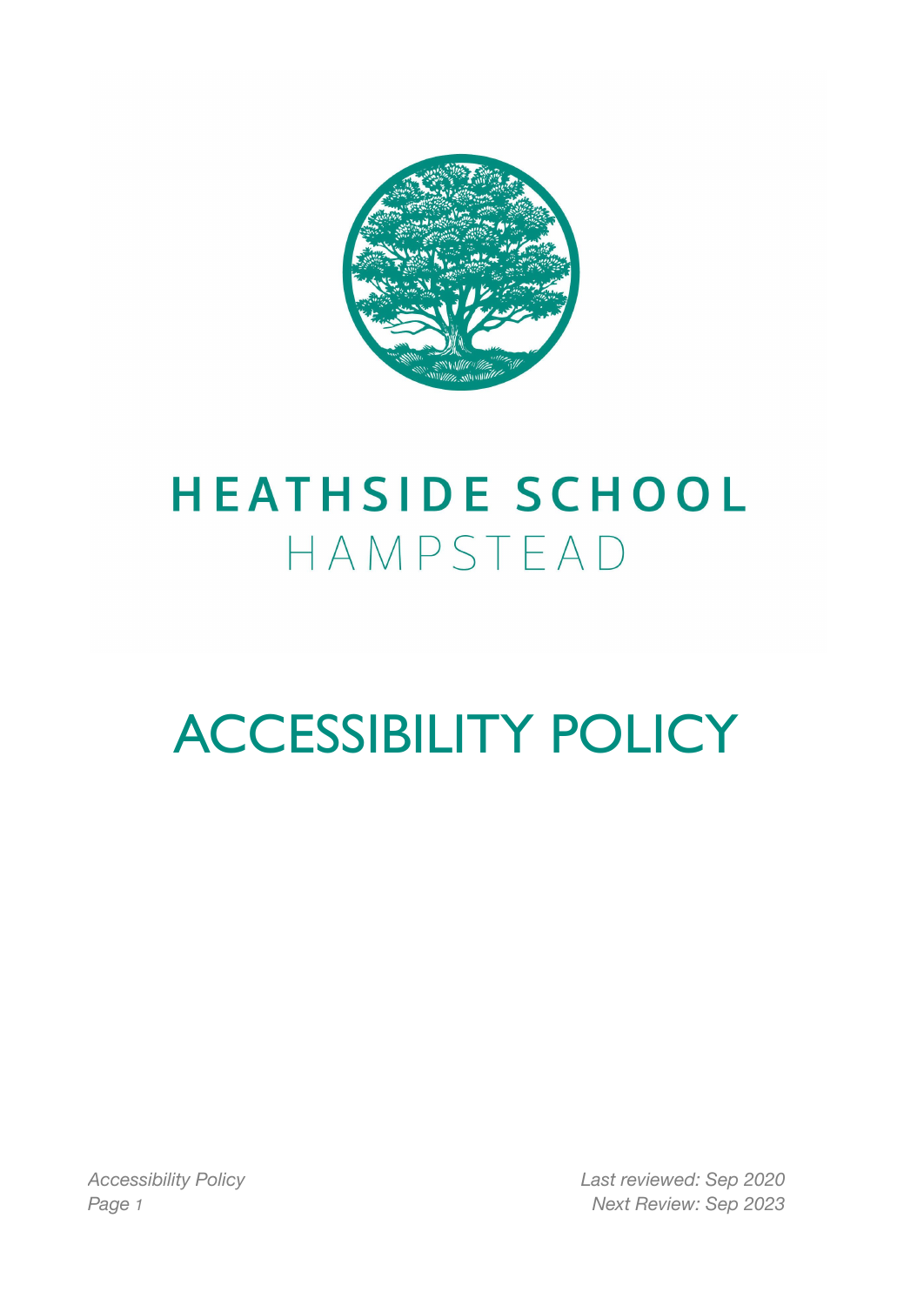# HEATHSIDE SCHOOL

HAMPSTEAD

# ACCESSIBILITY POLICY

*Last reviewed: Sep 2020*

*Next Review: Sep 2023*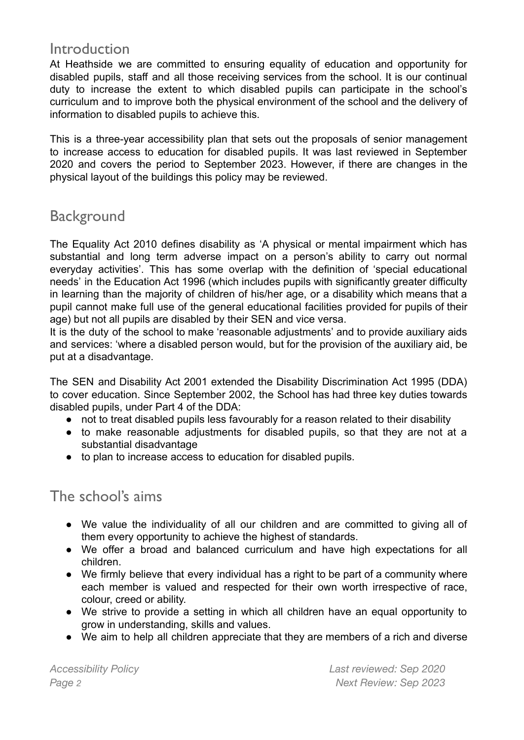## Introduction

At Heathside we are committed to ensuring equality of education and opportunity for disabled pupils, staff and all those receiving services from the school. It is our continual duty to increase the extent to which disabled pupils can participate in the school's curriculum and to improve both the physical environment of the school and the delivery of information to disabled pupils to achieve this.

This is a three-year accessibility plan that sets out the proposals of senior management to increase access to education for disabled pupils. It was last reviewed in September 2020 and covers the period to September 2023. However, if there are changes in the physical layout of the buildings this policy may be reviewed.

## Background

The Equality Act 2010 defines disability as 'A physical or mental impairment which has substantial and long term adverse impact on a person's ability to carry out normal everyday activities'. This has some overlap with the definition of 'special educational needs' in the Education Act 1996 (which includes pupils with significantly greater difficulty in learning than the majority of children of his/her age, or a disability which means that a pupil cannot make full use of the general educational facilities provided for pupils of their age) but not all pupils are disabled by their SEN and vice versa.
It is the duty of the school to make 'reasonable adjustments' and to provide auxiliary aids and services: 'where a disabled person would, but for the provision of the auxiliary aid, be put at a disadvantage.

The SEN and Disability Act 2001 extended the Disability Discrimination Act 1995 (DDA) to cover education. Since September 2002, the School has had three key duties towards disabled pupils, under Part 4 of the DDA:

- not to treat disabled pupils less favourably for a reason related to their disability
- to make reasonable adjustments for disabled pupils, so that they are not at a substantial disadvantage
- to plan to increase access to education for disabled pupils.

## The school's aims

- We value the individuality of all our children and are committed to giving all of them every opportunity to achieve the highest of standards.
- We offer a broad and balanced curriculum and have high expectations for all children.
- We firmly believe that every individual has a right to be part of a community where each member is valued and respected for their own worth irrespective of race, colour, creed or ability.
- We strive to provide a setting in which all children have an equal opportunity to grow in understanding, skills and values.
- We aim to help all children appreciate that they are members of a rich and diverse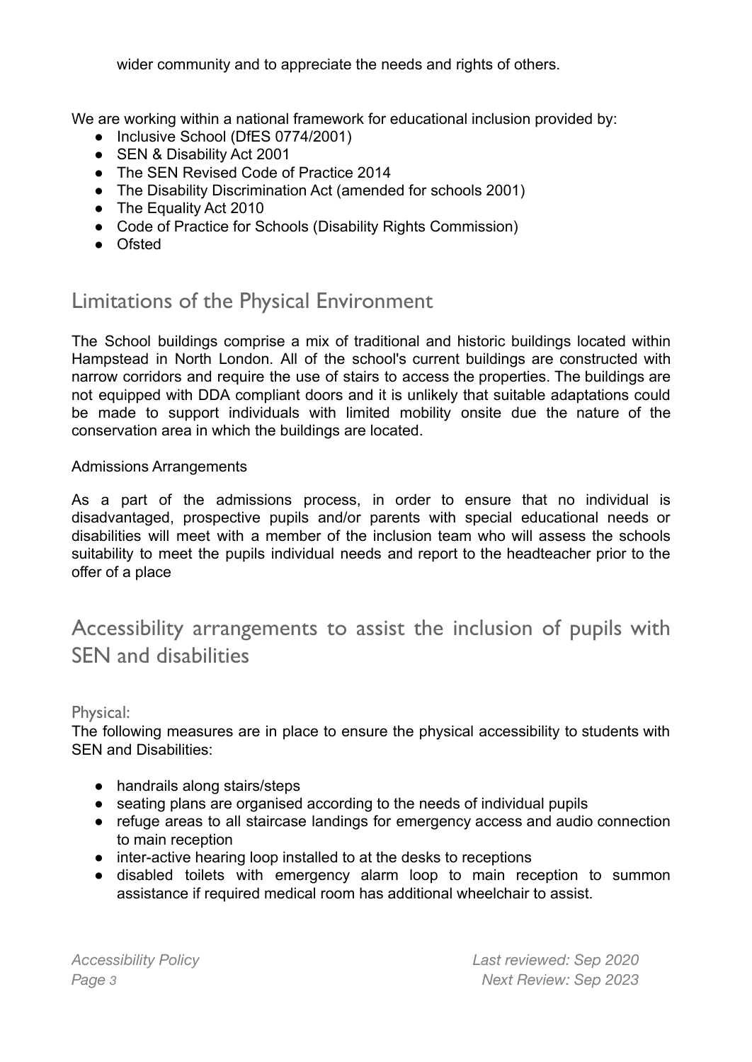wider community and to appreciate the needs and rights of others.

We are working within a national framework for educational inclusion provided by:

- Inclusive School (DfES 0774/2001)
- SEN & Disability Act 2001
- The SEN Revised Code of Practice 2014
- The Disability Discrimination Act (amended for schools 2001)
- The Equality Act 2010
- Code of Practice for Schools (Disability Rights Commission)
- Ofsted

## Limitations of the Physical Environment

The School buildings comprise a mix of traditional and historic buildings located within Hampstead in North London. All of the school's current buildings are constructed with narrow corridors and require the use of stairs to access the properties. The buildings are not equipped with DDA compliant doors and it is unlikely that suitable adaptations could be made to support individuals with limited mobility onsite due the nature of the conservation area in which the buildings are located.

Admissions Arrangements

As a part of the admissions process, in order to ensure that no individual is disadvantaged, prospective pupils and/or parents with special educational needs or disabilities will meet with a member of the inclusion team who will assess the schools suitability to meet the pupils individual needs and report to the headteacher prior to the offer of a place

## Accessibility arrangements to assist the inclusion of pupils with SEN and disabilities

### Physical:

The following measures are in place to ensure the physical accessibility to students with SEN and Disabilities:

- handrails along stairs/steps
- seating plans are organised according to the needs of individual pupils
- refuge areas to all staircase landings for emergency access and audio connection to main reception
- inter-active hearing loop installed to at the desks to receptions
- disabled toilets with emergency alarm loop to main reception to summon assistance if required medical room has additional wheelchair to assist.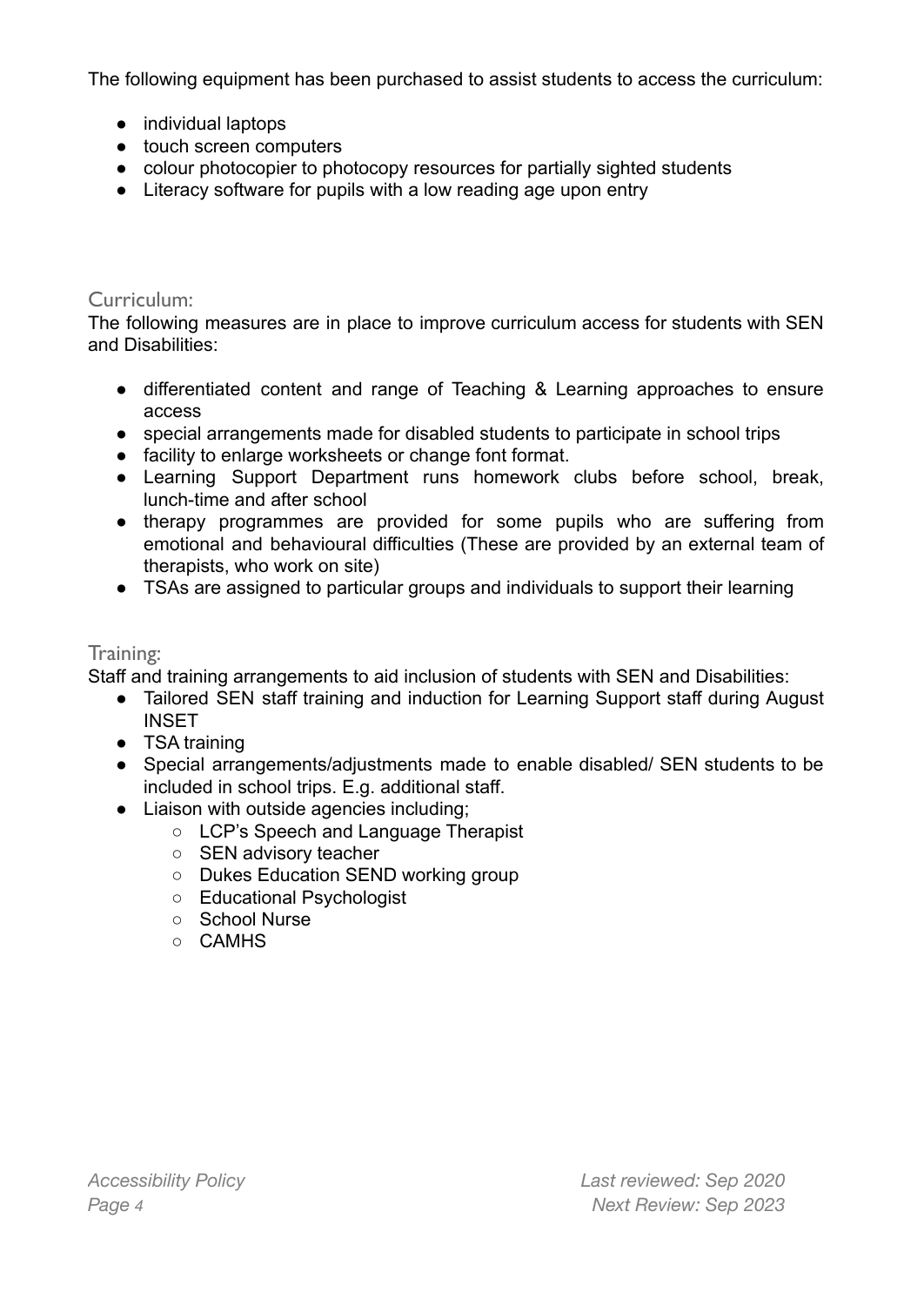The following equipment has been purchased to assist students to access the curriculum:

- individual laptops
- touch screen computers
- colour photocopier to photocopy resources for partially sighted students
- Literacy software for pupils with a low reading age upon entry

## Curriculum:

The following measures are in place to improve curriculum access for students with SEN and Disabilities:

- differentiated content and range of Teaching & Learning approaches to ensure access
- special arrangements made for disabled students to participate in school trips
- facility to enlarge worksheets or change font format.
- Learning Support Department runs homework clubs before school, break, lunch-time and after school
- therapy programmes are provided for some pupils who are suffering from emotional and behavioural difficulties (These are provided by an external team of therapists, who work on site)
- TSAs are assigned to particular groups and individuals to support their learning

## Training:

Staff and training arrangements to aid inclusion of students with SEN and Disabilities:

- Tailored SEN staff training and induction for Learning Support staff during August INSET
- TSA training
- Special arrangements/adjustments made to enable disabled/ SEN students to be included in school trips. E.g. additional staff.
- Liaison with outside agencies including;
  - LCP's Speech and Language Therapist
  - SEN advisory teacher
  - Dukes Education SEND working group
  - Educational Psychologist
  - School Nurse
  - CAMHS